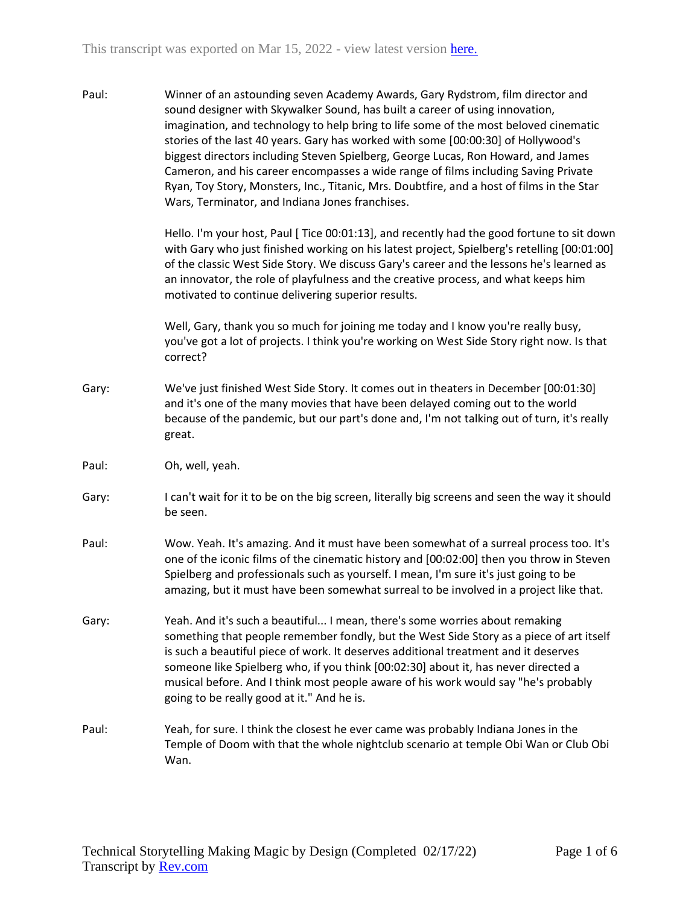This transcript was exported on Mar 15, 2022 - view latest version here.

Paul: Winner of an astounding seven Academy Awards, Gary Rydstrom, film director and sound designer with Skywalker Sound, has built a career of using innovation, imagination, and technology to help bring to life some of the most beloved cinematic stories of the last 40 years. Gary has worked with some [00:00:30] of Hollywood's biggest directors including Steven Spielberg, George Lucas, Ron Howard, and James Cameron, and his career encompasses a wide range of films including Saving Private Ryan, Toy Story, Monsters, Inc., Titanic, Mrs. Doubtfire, and a host of films in the Star Wars, Terminator, and Indiana Jones franchises.

Hello. I'm your host, Paul [ Tice 00:01:13], and recently had the good fortune to sit down with Gary who just finished working on his latest project, Spielberg's retelling [00:01:00] of the classic West Side Story. We discuss Gary's career and the lessons he's learned as an innovator, the role of playfulness and the creative process, and what keeps him motivated to continue delivering superior results.

Well, Gary, thank you so much for joining me today and I know you're really busy, you've got a lot of projects. I think you're working on West Side Story right now. Is that correct?

Gary: We've just finished West Side Story. It comes out in theaters in December [00:01:30] and it's one of the many movies that have been delayed coming out to the world because of the pandemic, but our part's done and, I'm not talking out of turn, it's really great.

Paul: Oh, well, yeah.

Gary: I can't wait for it to be on the big screen, literally big screens and seen the way it should be seen.

Paul: Wow. Yeah. It's amazing. And it must have been somewhat of a surreal process too. It's one of the iconic films of the cinematic history and [00:02:00] then you throw in Steven Spielberg and professionals such as yourself. I mean, I'm sure it's just going to be amazing, but it must have been somewhat surreal to be involved in a project like that.

Gary: Yeah. And it's such a beautiful... I mean, there's some worries about remaking something that people remember fondly, but the West Side Story as a piece of art itself is such a beautiful piece of work. It deserves additional treatment and it deserves someone like Spielberg who, if you think [00:02:30] about it, has never directed a musical before. And I think most people aware of his work would say "he's probably going to be really good at it." And he is.

Paul: Yeah, for sure. I think the closest he ever came was probably Indiana Jones in the Temple of Doom with that the whole nightclub scenario at temple Obi Wan or Club Obi Wan.

Technical Storytelling Making Magic by Design (Completed 02/17/22)
Transcript by Rev.com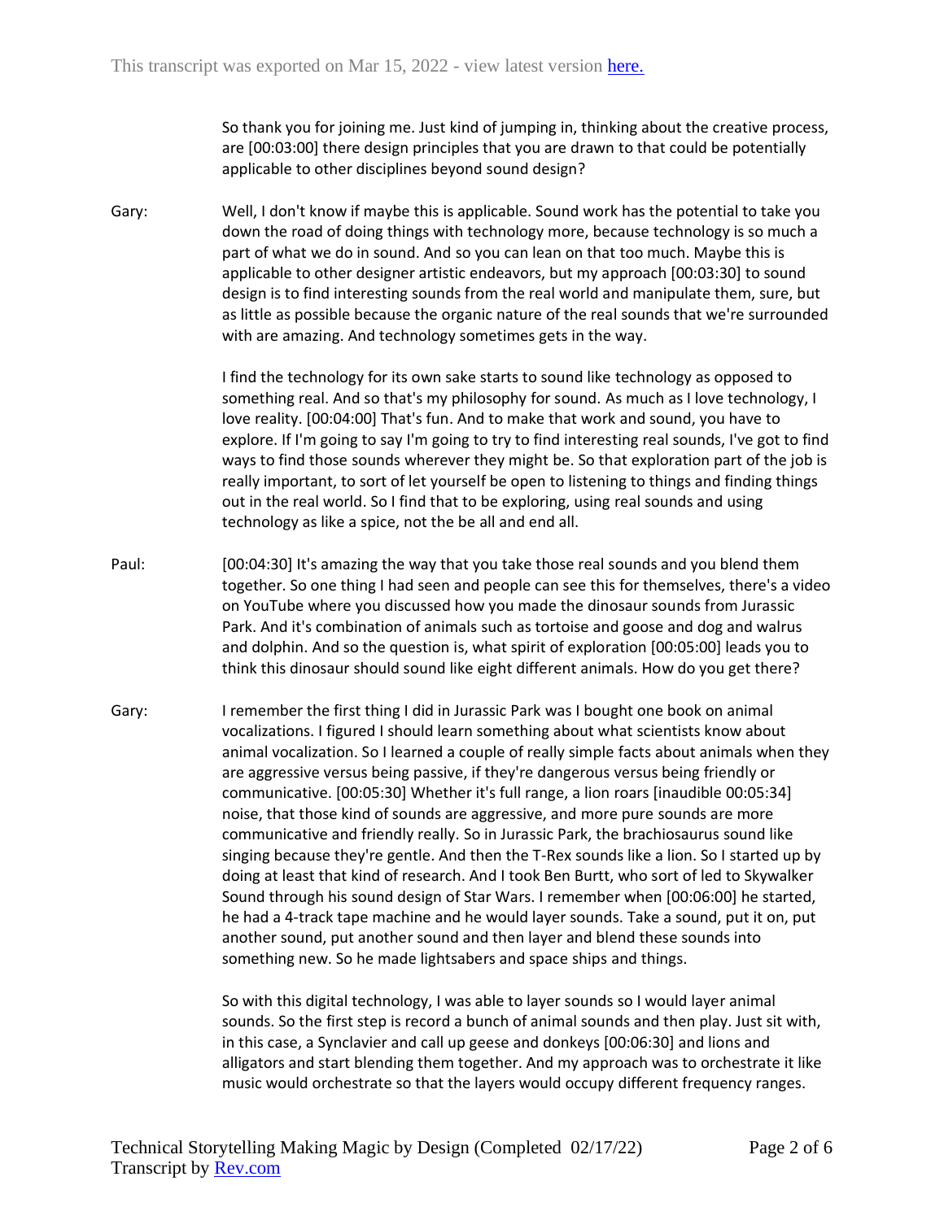So thank you for joining me. Just kind of jumping in, thinking about the creative process, are [00:03:00] there design principles that you are drawn to that could be potentially applicable to other disciplines beyond sound design?

Gary: Well, I don't know if maybe this is applicable. Sound work has the potential to take you down the road of doing things with technology more, because technology is so much a part of what we do in sound. And so you can lean on that too much. Maybe this is applicable to other designer artistic endeavors, but my approach [00:03:30] to sound design is to find interesting sounds from the real world and manipulate them, sure, but as little as possible because the organic nature of the real sounds that we're surrounded with are amazing. And technology sometimes gets in the way.

I find the technology for its own sake starts to sound like technology as opposed to something real. And so that's my philosophy for sound. As much as I love technology, I love reality. [00:04:00] That's fun. And to make that work and sound, you have to explore. If I'm going to say I'm going to try to find interesting real sounds, I've got to find ways to find those sounds wherever they might be. So that exploration part of the job is really important, to sort of let yourself be open to listening to things and finding things out in the real world. So I find that to be exploring, using real sounds and using technology as like a spice, not the be all and end all.

Paul: [00:04:30] It's amazing the way that you take those real sounds and you blend them together. So one thing I had seen and people can see this for themselves, there's a video on YouTube where you discussed how you made the dinosaur sounds from Jurassic Park. And it's combination of animals such as tortoise and goose and dog and walrus and dolphin. And so the question is, what spirit of exploration [00:05:00] leads you to think this dinosaur should sound like eight different animals. How do you get there?

Gary: I remember the first thing I did in Jurassic Park was I bought one book on animal vocalizations. I figured I should learn something about what scientists know about animal vocalization. So I learned a couple of really simple facts about animals when they are aggressive versus being passive, if they're dangerous versus being friendly or communicative. [00:05:30] Whether it's full range, a lion roars [inaudible 00:05:34] noise, that those kind of sounds are aggressive, and more pure sounds are more communicative and friendly really. So in Jurassic Park, the brachiosaurus sound like singing because they're gentle. And then the T-Rex sounds like a lion. So I started up by doing at least that kind of research. And I took Ben Burtt, who sort of led to Skywalker Sound through his sound design of Star Wars. I remember when [00:06:00] he started, he had a 4-track tape machine and he would layer sounds. Take a sound, put it on, put another sound, put another sound and then layer and blend these sounds into something new. So he made lightsabers and space ships and things.

So with this digital technology, I was able to layer sounds so I would layer animal sounds. So the first step is record a bunch of animal sounds and then play. Just sit with, in this case, a Synclavier and call up geese and donkeys [00:06:30] and lions and alligators and start blending them together. And my approach was to orchestrate it like music would orchestrate so that the layers would occupy different frequency ranges.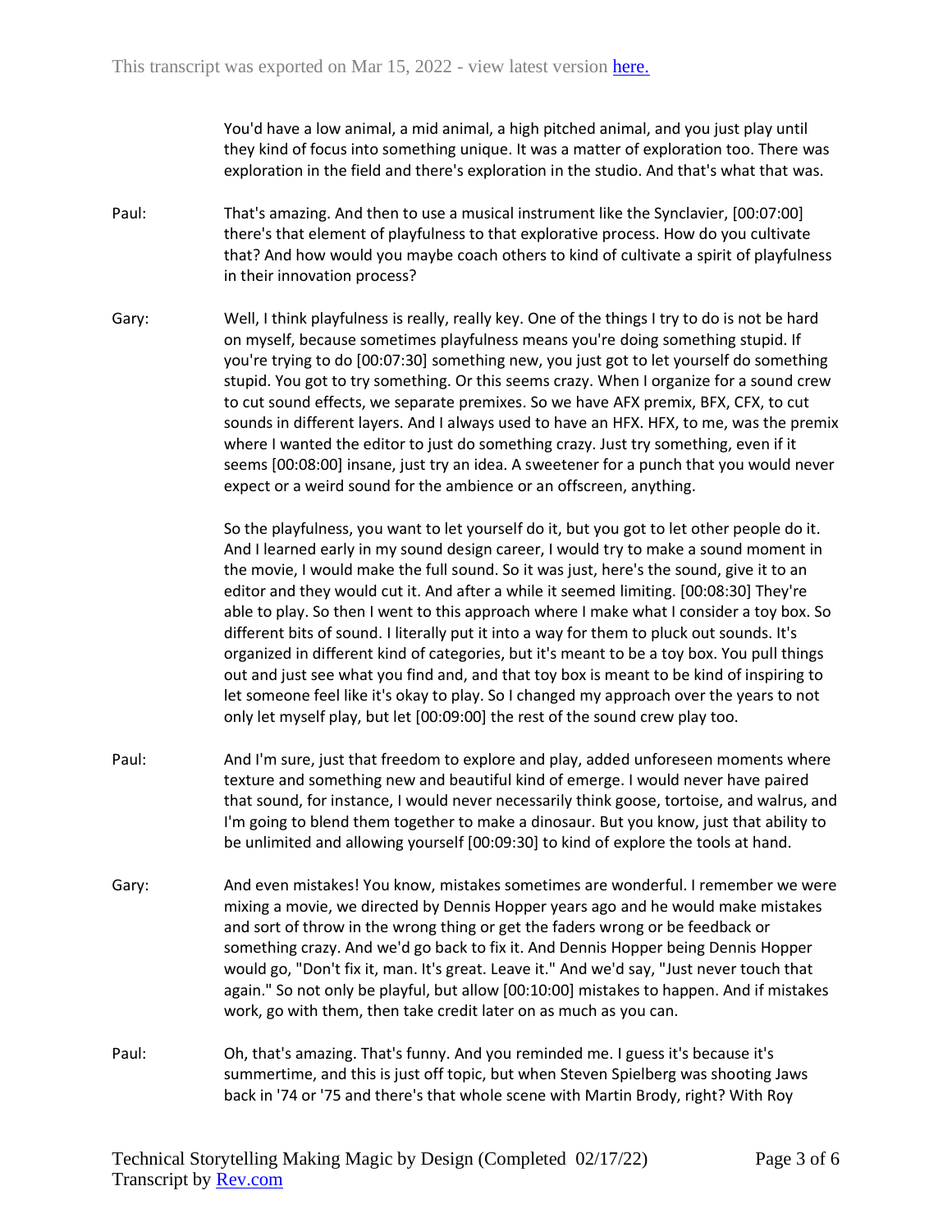You'd have a low animal, a mid animal, a high pitched animal, and you just play until they kind of focus into something unique. It was a matter of exploration too. There was exploration in the field and there's exploration in the studio. And that's what that was.

Paul: That's amazing. And then to use a musical instrument like the Synclavier, [00:07:00] there's that element of playfulness to that explorative process. How do you cultivate that? And how would you maybe coach others to kind of cultivate a spirit of playfulness in their innovation process?

Gary: Well, I think playfulness is really, really key. One of the things I try to do is not be hard on myself, because sometimes playfulness means you're doing something stupid. If you're trying to do [00:07:30] something new, you just got to let yourself do something stupid. You got to try something. Or this seems crazy. When I organize for a sound crew to cut sound effects, we separate premixes. So we have AFX premix, BFX, CFX, to cut sounds in different layers. And I always used to have an HFX. HFX, to me, was the premix where I wanted the editor to just do something crazy. Just try something, even if it seems [00:08:00] insane, just try an idea. A sweetener for a punch that you would never expect or a weird sound for the ambience or an offscreen, anything.

So the playfulness, you want to let yourself do it, but you got to let other people do it. And I learned early in my sound design career, I would try to make a sound moment in the movie, I would make the full sound. So it was just, here's the sound, give it to an editor and they would cut it. And after a while it seemed limiting. [00:08:30] They're able to play. So then I went to this approach where I make what I consider a toy box. So different bits of sound. I literally put it into a way for them to pluck out sounds. It's organized in different kind of categories, but it's meant to be a toy box. You pull things out and just see what you find and, and that toy box is meant to be kind of inspiring to let someone feel like it's okay to play. So I changed my approach over the years to not only let myself play, but let [00:09:00] the rest of the sound crew play too.

Paul: And I'm sure, just that freedom to explore and play, added unforeseen moments where texture and something new and beautiful kind of emerge. I would never have paired that sound, for instance, I would never necessarily think goose, tortoise, and walrus, and I'm going to blend them together to make a dinosaur. But you know, just that ability to be unlimited and allowing yourself [00:09:30] to kind of explore the tools at hand.

Gary: And even mistakes! You know, mistakes sometimes are wonderful. I remember we were mixing a movie, we directed by Dennis Hopper years ago and he would make mistakes and sort of throw in the wrong thing or get the faders wrong or be feedback or something crazy. And we'd go back to fix it. And Dennis Hopper being Dennis Hopper would go, "Don't fix it, man. It's great. Leave it." And we'd say, "Just never touch that again." So not only be playful, but allow [00:10:00] mistakes to happen. And if mistakes work, go with them, then take credit later on as much as you can.

Paul: Oh, that's amazing. That's funny. And you reminded me. I guess it's because it's summertime, and this is just off topic, but when Steven Spielberg was shooting Jaws back in '74 or '75 and there's that whole scene with Martin Brody, right? With Roy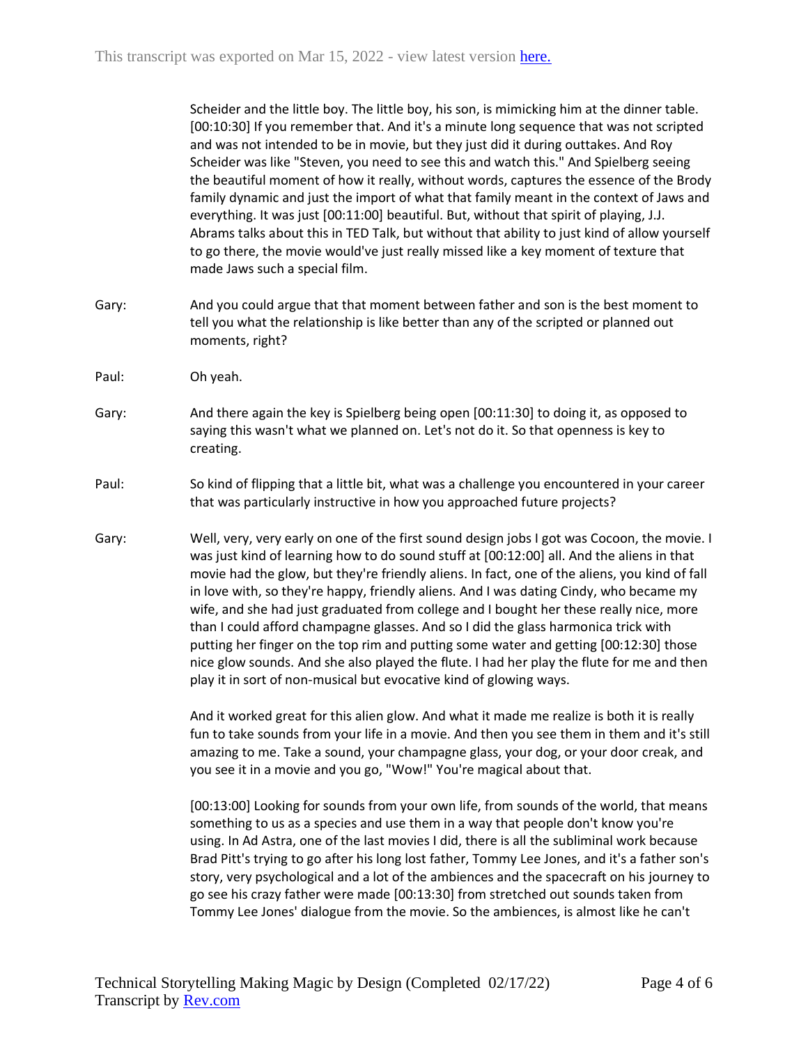Scheider and the little boy. The little boy, his son, is mimicking him at the dinner table. [00:10:30] If you remember that. And it's a minute long sequence that was not scripted and was not intended to be in movie, but they just did it during outtakes. And Roy Scheider was like "Steven, you need to see this and watch this." And Spielberg seeing the beautiful moment of how it really, without words, captures the essence of the Brody family dynamic and just the import of what that family meant in the context of Jaws and everything. It was just [00:11:00] beautiful. But, without that spirit of playing, J.J. Abrams talks about this in TED Talk, but without that ability to just kind of allow yourself to go there, the movie would've just really missed like a key moment of texture that made Jaws such a special film.

Gary: And you could argue that that moment between father and son is the best moment to tell you what the relationship is like better than any of the scripted or planned out moments, right?

Paul: Oh yeah.

Gary: And there again the key is Spielberg being open [00:11:30] to doing it, as opposed to saying this wasn't what we planned on. Let's not do it. So that openness is key to creating.

Paul: So kind of flipping that a little bit, what was a challenge you encountered in your career that was particularly instructive in how you approached future projects?

Gary: Well, very, very early on one of the first sound design jobs I got was Cocoon, the movie. I was just kind of learning how to do sound stuff at [00:12:00] all. And the aliens in that movie had the glow, but they're friendly aliens. In fact, one of the aliens, you kind of fall in love with, so they're happy, friendly aliens. And I was dating Cindy, who became my wife, and she had just graduated from college and I bought her these really nice, more than I could afford champagne glasses. And so I did the glass harmonica trick with putting her finger on the top rim and putting some water and getting [00:12:30] those nice glow sounds. And she also played the flute. I had her play the flute for me and then play it in sort of non-musical but evocative kind of glowing ways.

And it worked great for this alien glow. And what it made me realize is both it is really fun to take sounds from your life in a movie. And then you see them in them and it's still amazing to me. Take a sound, your champagne glass, your dog, or your door creak, and you see it in a movie and you go, "Wow!" You're magical about that.

[00:13:00] Looking for sounds from your own life, from sounds of the world, that means something to us as a species and use them in a way that people don't know you're using. In Ad Astra, one of the last movies I did, there is all the subliminal work because Brad Pitt's trying to go after his long lost father, Tommy Lee Jones, and it's a father son's story, very psychological and a lot of the ambiences and the spacecraft on his journey to go see his crazy father were made [00:13:30] from stretched out sounds taken from Tommy Lee Jones' dialogue from the movie. So the ambiences, is almost like he can't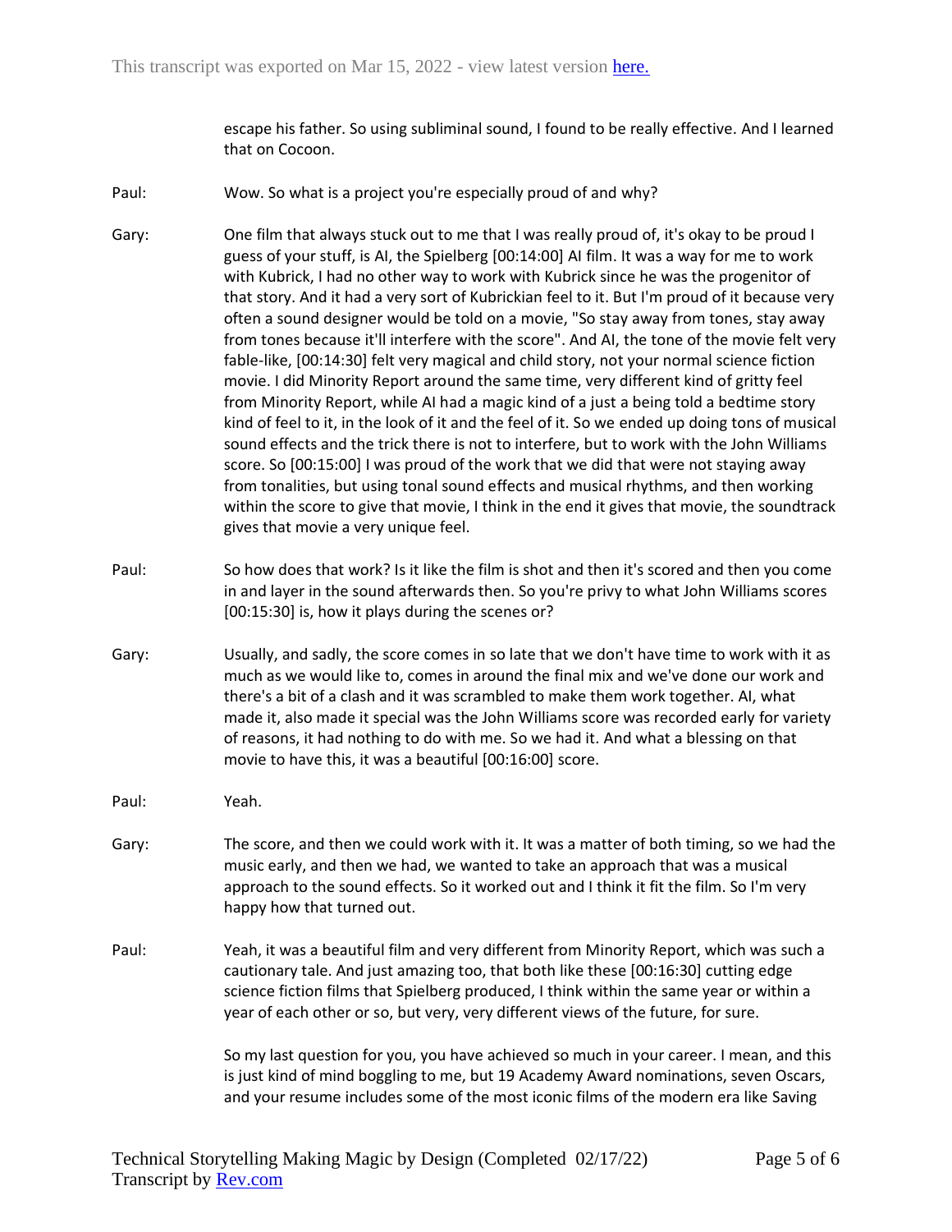escape his father. So using subliminal sound, I found to be really effective. And I learned that on Cocoon.

Paul: Wow. So what is a project you're especially proud of and why?

Gary: One film that always stuck out to me that I was really proud of, it's okay to be proud I guess of your stuff, is AI, the Spielberg [00:14:00] AI film. It was a way for me to work with Kubrick, I had no other way to work with Kubrick since he was the progenitor of that story. And it had a very sort of Kubrickian feel to it. But I'm proud of it because very often a sound designer would be told on a movie, "So stay away from tones, stay away from tones because it'll interfere with the score". And AI, the tone of the movie felt very fable-like, [00:14:30] felt very magical and child story, not your normal science fiction movie. I did Minority Report around the same time, very different kind of gritty feel from Minority Report, while AI had a magic kind of a just a being told a bedtime story kind of feel to it, in the look of it and the feel of it. So we ended up doing tons of musical sound effects and the trick there is not to interfere, but to work with the John Williams score. So [00:15:00] I was proud of the work that we did that were not staying away from tonalities, but using tonal sound effects and musical rhythms, and then working within the score to give that movie, I think in the end it gives that movie, the soundtrack gives that movie a very unique feel.

Paul: So how does that work? Is it like the film is shot and then it's scored and then you come in and layer in the sound afterwards then. So you're privy to what John Williams scores [00:15:30] is, how it plays during the scenes or?

Gary: Usually, and sadly, the score comes in so late that we don't have time to work with it as much as we would like to, comes in around the final mix and we've done our work and there's a bit of a clash and it was scrambled to make them work together. AI, what made it, also made it special was the John Williams score was recorded early for variety of reasons, it had nothing to do with me. So we had it. And what a blessing on that movie to have this, it was a beautiful [00:16:00] score.

Paul: Yeah.

Gary: The score, and then we could work with it. It was a matter of both timing, so we had the music early, and then we had, we wanted to take an approach that was a musical approach to the sound effects. So it worked out and I think it fit the film. So I'm very happy how that turned out.

Paul: Yeah, it was a beautiful film and very different from Minority Report, which was such a cautionary tale. And just amazing too, that both like these [00:16:30] cutting edge science fiction films that Spielberg produced, I think within the same year or within a year of each other or so, but very, very different views of the future, for sure.

So my last question for you, you have achieved so much in your career. I mean, and this is just kind of mind boggling to me, but 19 Academy Award nominations, seven Oscars, and your resume includes some of the most iconic films of the modern era like Saving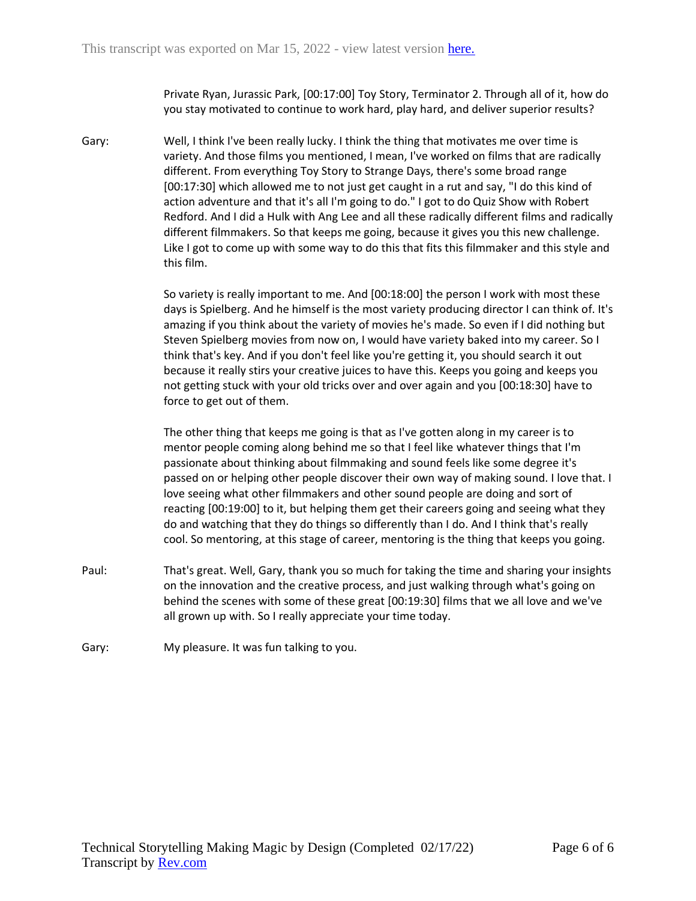Private Ryan, Jurassic Park, [00:17:00] Toy Story, Terminator 2. Through all of it, how do you stay motivated to continue to work hard, play hard, and deliver superior results?

Gary: Well, I think I've been really lucky. I think the thing that motivates me over time is variety. And those films you mentioned, I mean, I've worked on films that are radically different. From everything Toy Story to Strange Days, there's some broad range [00:17:30] which allowed me to not just get caught in a rut and say, "I do this kind of action adventure and that it's all I'm going to do." I got to do Quiz Show with Robert Redford. And I did a Hulk with Ang Lee and all these radically different films and radically different filmmakers. So that keeps me going, because it gives you this new challenge. Like I got to come up with some way to do this that fits this filmmaker and this style and this film.

So variety is really important to me. And [00:18:00] the person I work with most these days is Spielberg. And he himself is the most variety producing director I can think of. It's amazing if you think about the variety of movies he's made. So even if I did nothing but Steven Spielberg movies from now on, I would have variety baked into my career. So I think that's key. And if you don't feel like you're getting it, you should search it out because it really stirs your creative juices to have this. Keeps you going and keeps you not getting stuck with your old tricks over and over again and you [00:18:30] have to force to get out of them.

The other thing that keeps me going is that as I've gotten along in my career is to mentor people coming along behind me so that I feel like whatever things that I'm passionate about thinking about filmmaking and sound feels like some degree it's passed on or helping other people discover their own way of making sound. I love that. I love seeing what other filmmakers and other sound people are doing and sort of reacting [00:19:00] to it, but helping them get their careers going and seeing what they do and watching that they do things so differently than I do. And I think that's really cool. So mentoring, at this stage of career, mentoring is the thing that keeps you going.

Paul: That's great. Well, Gary, thank you so much for taking the time and sharing your insights on the innovation and the creative process, and just walking through what's going on behind the scenes with some of these great [00:19:30] films that we all love and we've all grown up with. So I really appreciate your time today.

Gary: My pleasure. It was fun talking to you.